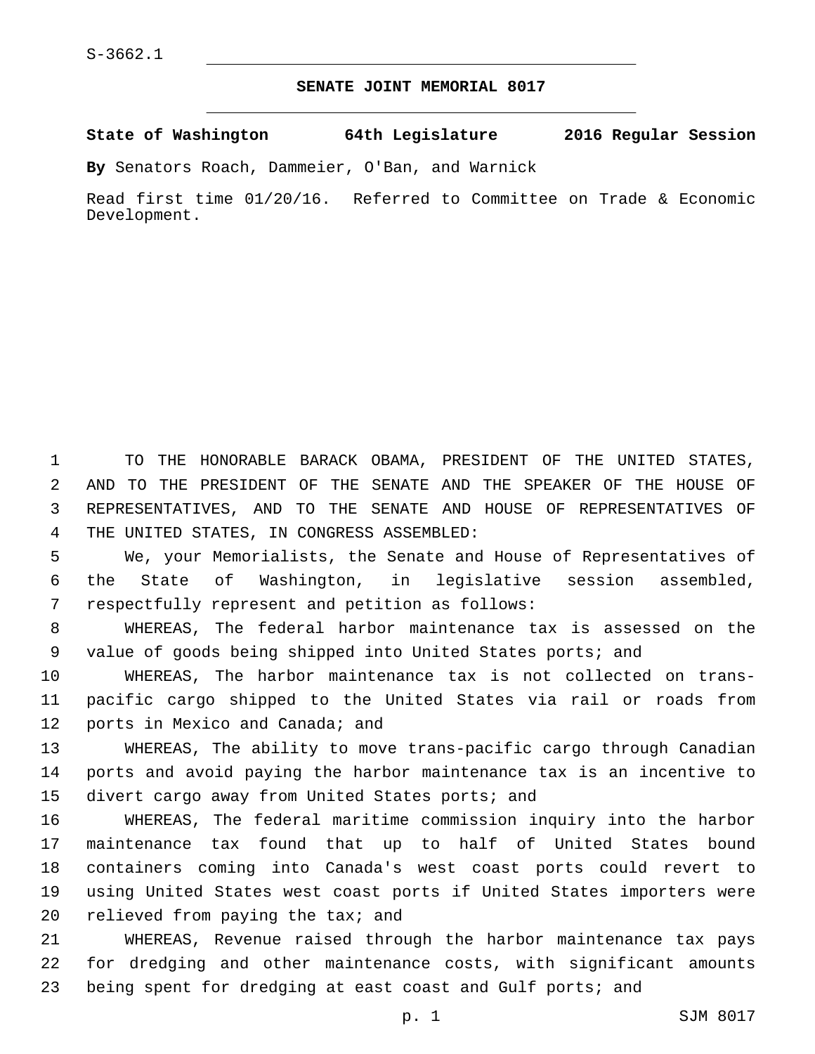S-3662.1

# SENATE JOINT MEMORIAL 8017

**State of Washington 64th Legislature 2016 Regular Session**

**By** Senators Roach, Dammeier, O'Ban, and Warnick

Read first time 01/20/16. Referred to Committee on Trade & Economic Development.

TO THE HONORABLE BARACK OBAMA, PRESIDENT OF THE UNITED STATES, AND TO THE PRESIDENT OF THE SENATE AND THE SPEAKER OF THE HOUSE OF REPRESENTATIVES, AND TO THE SENATE AND HOUSE OF REPRESENTATIVES OF THE UNITED STATES, IN CONGRESS ASSEMBLED:

We, your Memorialists, the Senate and House of Representatives of the State of Washington, in legislative session assembled, respectfully represent and petition as follows:

WHEREAS, The federal harbor maintenance tax is assessed on the value of goods being shipped into United States ports; and

WHEREAS, The harbor maintenance tax is not collected on trans-pacific cargo shipped to the United States via rail or roads from ports in Mexico and Canada; and

WHEREAS, The ability to move trans-pacific cargo through Canadian ports and avoid paying the harbor maintenance tax is an incentive to divert cargo away from United States ports; and

WHEREAS, The federal maritime commission inquiry into the harbor maintenance tax found that up to half of United States bound containers coming into Canada's west coast ports could revert to using United States west coast ports if United States importers were relieved from paying the tax; and

WHEREAS, Revenue raised through the harbor maintenance tax pays for dredging and other maintenance costs, with significant amounts being spent for dredging at east coast and Gulf ports; and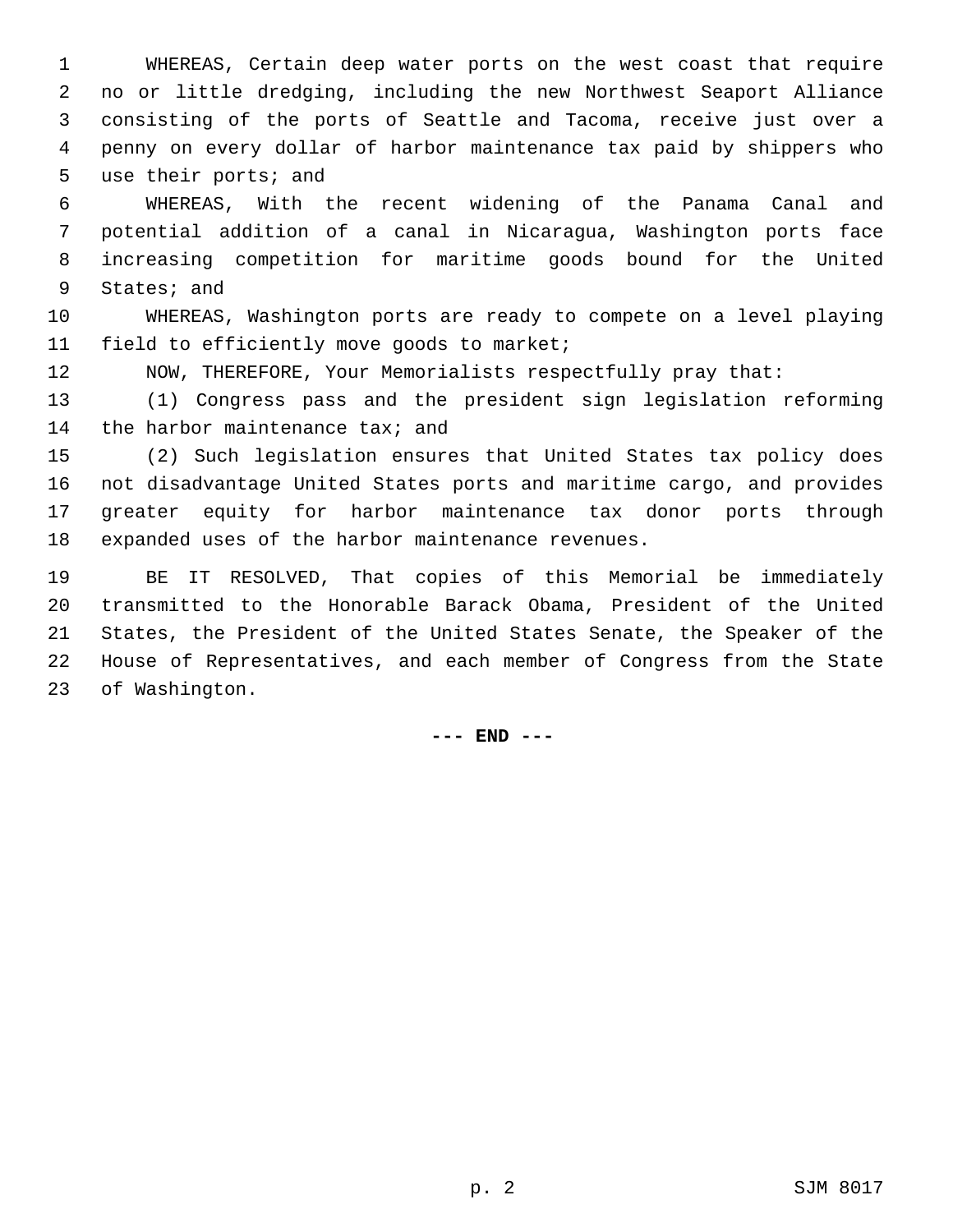WHEREAS, Certain deep water ports on the west coast that require no or little dredging, including the new Northwest Seaport Alliance consisting of the ports of Seattle and Tacoma, receive just over a penny on every dollar of harbor maintenance tax paid by shippers who use their ports; and

WHEREAS, With the recent widening of the Panama Canal and potential addition of a canal in Nicaragua, Washington ports face increasing competition for maritime goods bound for the United States; and

WHEREAS, Washington ports are ready to compete on a level playing field to efficiently move goods to market;

NOW, THEREFORE, Your Memorialists respectfully pray that:

(1) Congress pass and the president sign legislation reforming the harbor maintenance tax; and

(2) Such legislation ensures that United States tax policy does not disadvantage United States ports and maritime cargo, and provides greater equity for harbor maintenance tax donor ports through expanded uses of the harbor maintenance revenues.

BE IT RESOLVED, That copies of this Memorial be immediately transmitted to the Honorable Barack Obama, President of the United States, the President of the United States Senate, the Speaker of the House of Representatives, and each member of Congress from the State of Washington.

**--- END ---**